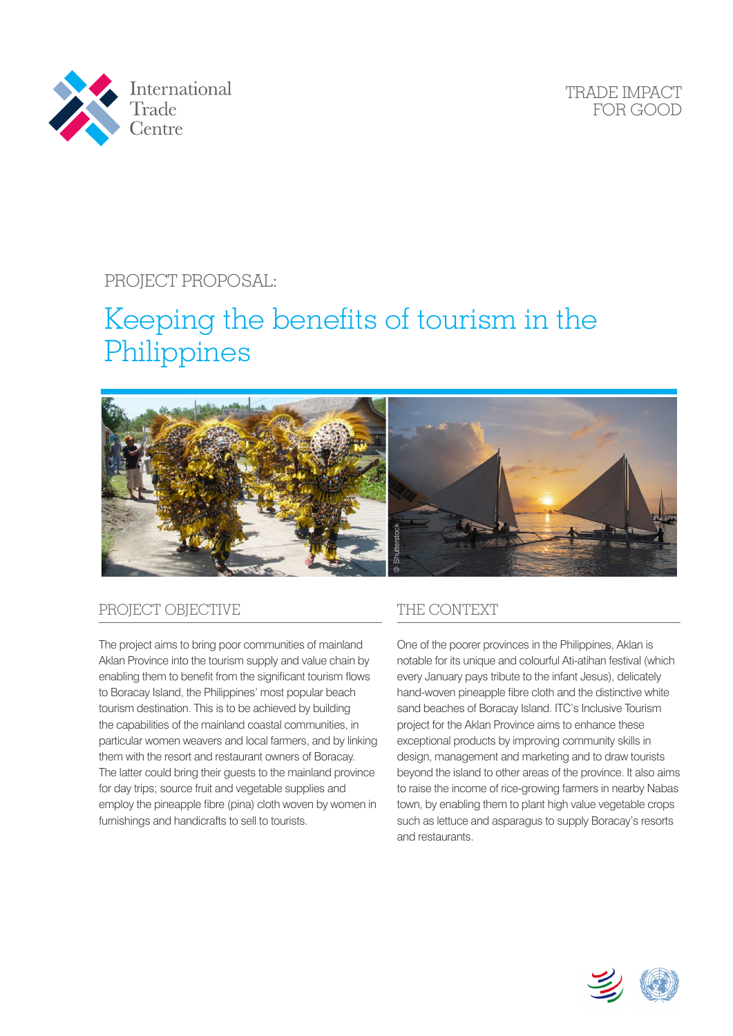International Trade Centre

TRADE IMPACT FOR GOOD

PROJECT PROPOSAL:

# Keeping the benefits of tourism in the Philippines

## PROJECT OBJECTIVE

The project aims to bring poor communities of mainland Aklan Province into the tourism supply and value chain by enabling them to benefit from the significant tourism flows to Boracay Island, the Philippines' most popular beach tourism destination. This is to be achieved by building the capabilities of the mainland coastal communities, in particular women weavers and local farmers, and by linking them with the resort and restaurant owners of Boracay. The latter could bring their guests to the mainland province for day trips; source fruit and vegetable supplies and employ the pineapple fibre (pina) cloth woven by women in furnishings and handicrafts to sell to tourists.

## THE CONTEXT

One of the poorer provinces in the Philippines, Aklan is notable for its unique and colourful Ati-atihan festival (which every January pays tribute to the infant Jesus), delicately hand-woven pineapple fibre cloth and the distinctive white sand beaches of Boracay Island. ITC's Inclusive Tourism project for the Aklan Province aims to enhance these exceptional products by improving community skills in design, management and marketing and to draw tourists beyond the island to other areas of the province. It also aims to raise the income of rice-growing farmers in nearby Nabas town, by enabling them to plant high value vegetable crops such as lettuce and asparagus to supply Boracay's resorts and restaurants.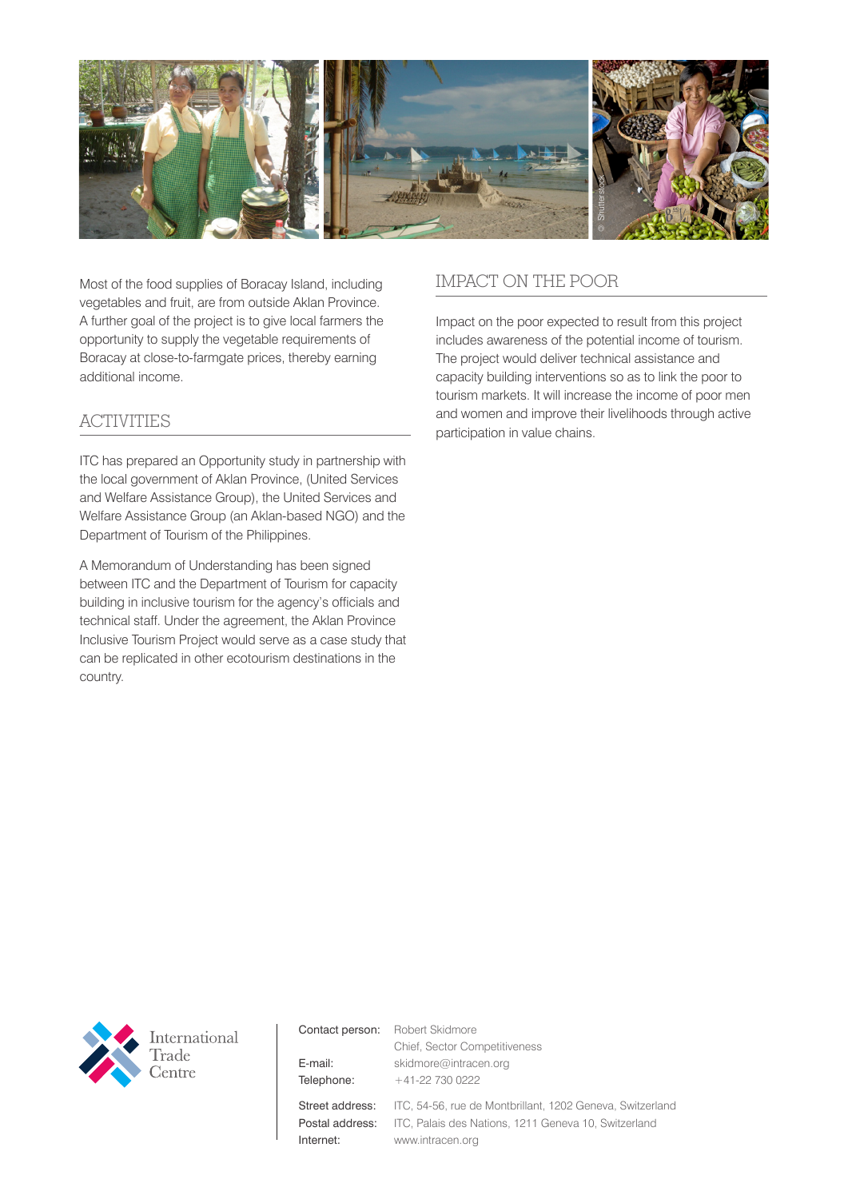Most of the food supplies of Boracay Island, including vegetables and fruit, are from outside Aklan Province. A further goal of the project is to give local farmers the opportunity to supply the vegetable requirements of Boracay at close-to-farmgate prices, thereby earning additional income.

## ACTIVITIES

ITC has prepared an Opportunity study in partnership with the local government of Aklan Province, (United Services and Welfare Assistance Group), the United Services and Welfare Assistance Group (an Aklan-based NGO) and the Department of Tourism of the Philippines.

A Memorandum of Understanding has been signed between ITC and the Department of Tourism for capacity building in inclusive tourism for the agency's officials and technical staff. Under the agreement, the Aklan Province Inclusive Tourism Project would serve as a case study that can be replicated in other ecotourism destinations in the country.

## IMPACT ON THE POOR

Impact on the poor expected to result from this project includes awareness of the potential income of tourism. The project would deliver technical assistance and capacity building interventions so as to link the poor to tourism markets. It will increase the income of poor men and women and improve their livelihoods through active participation in value chains.

International Trade Centre

Contact person: Robert Skidmore
Chief, Sector Competitiveness
E-mail: skidmore@intracen.org
Telephone: +41-22 730 0222

Street address: ITC, 54-56, rue de Montbrillant, 1202 Geneva, Switzerland
Postal address: ITC, Palais des Nations, 1211 Geneva 10, Switzerland
Internet: www.intracen.org